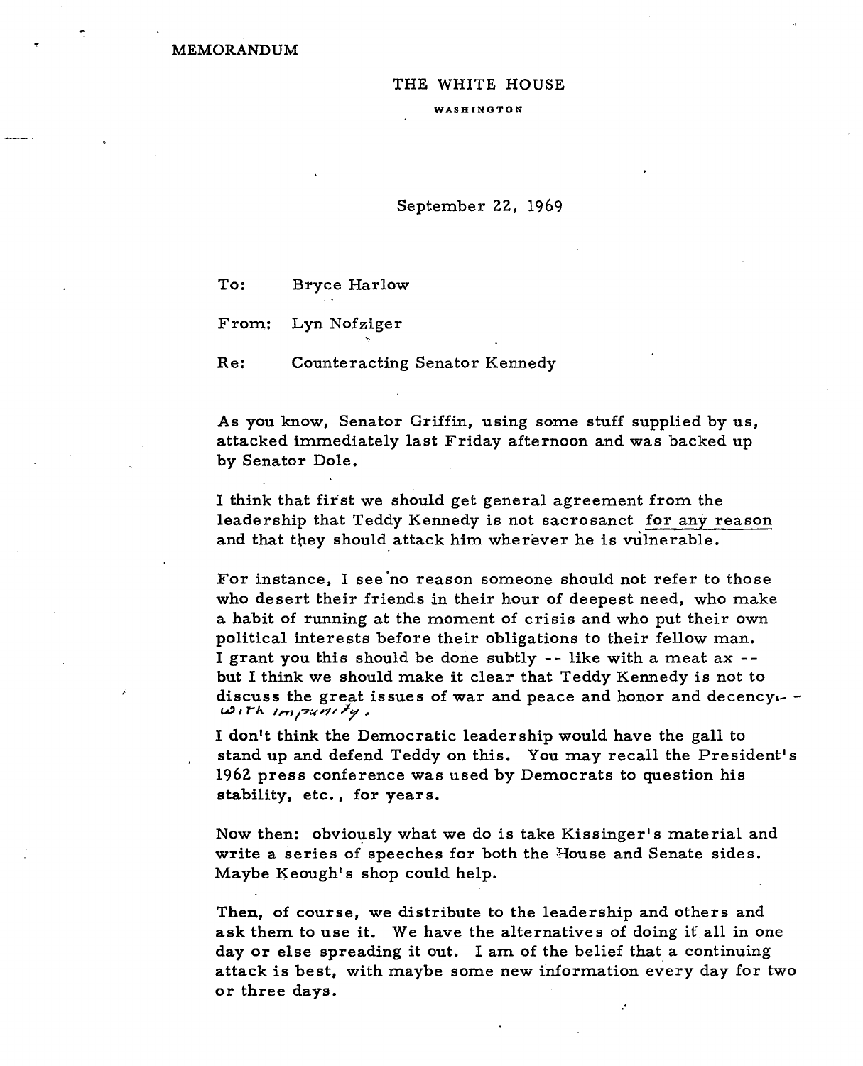MEMORANDUM

THE WHITE HOUSE

WASHINGTON

September 22, 1969

To: Bryce Harlow

From: Lyn Nofziger

Re: Counteracting Senator Kennedy

As you know, Senator Griffin, using some stuff supplied by us, attacked immediately last Friday afternoon and was backed up by Senator Dole.

I think that first we should get general agreement from the leadership that Teddy Kennedy is not sacrosanct <u>for any reason</u> and that they should attack him wherever he is vulnerable.

For instance, I see no reason someone should not refer to those who desert their friends in their hour of deepest need, who make a habit of running at the moment of crisis and who put their own political interests before their obligations to their fellow man. I grant you this should be done subtly -- like with a meat ax -- but I think we should make it clear that Teddy Kennedy is not to discuss the great issues of war and peace and honor and decency -- *with impunity*.

I don't think the Democratic leadership would have the gall to stand up and defend Teddy on this. You may recall the President's 1962 press conference was used by Democrats to question his stability, etc., for years.

Now then: obviously what we do is take Kissinger's material and write a series of speeches for both the House and Senate sides. Maybe Keough's shop could help.

Then, of course, we distribute to the leadership and others and ask them to use it. We have the alternatives of doing it all in one day or else spreading it out. I am of the belief that a continuing attack is best, with maybe some new information every day for two or three days.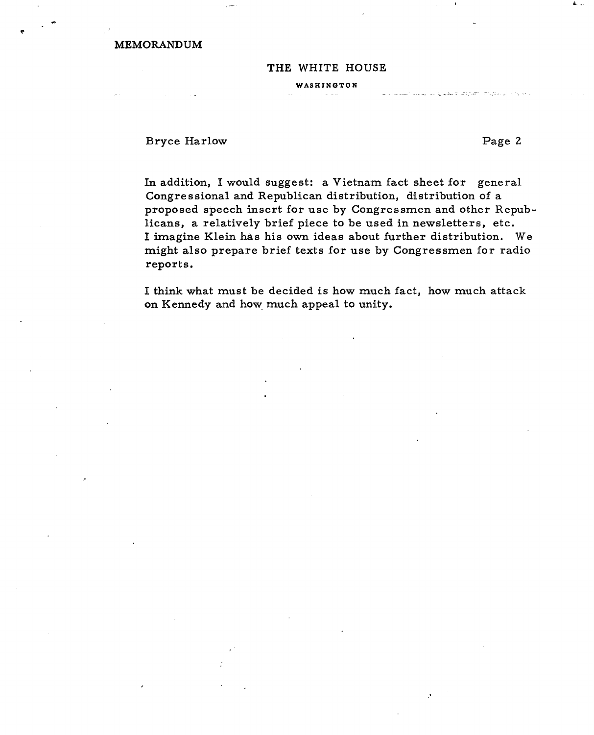MEMORANDUM

THE WHITE HOUSE

WASHINGTON

Bryce Harlow

In addition, I would suggest: a Vietnam fact sheet for general Congressional and Republican distribution, distribution of a proposed speech insert for use by Congressmen and other Republicans, a relatively brief piece to be used in newsletters, etc. I imagine Klein has his own ideas about further distribution. We might also prepare brief texts for use by Congressmen for radio reports.

I think what must be decided is how much fact, how much attack on Kennedy and how much appeal to unity.